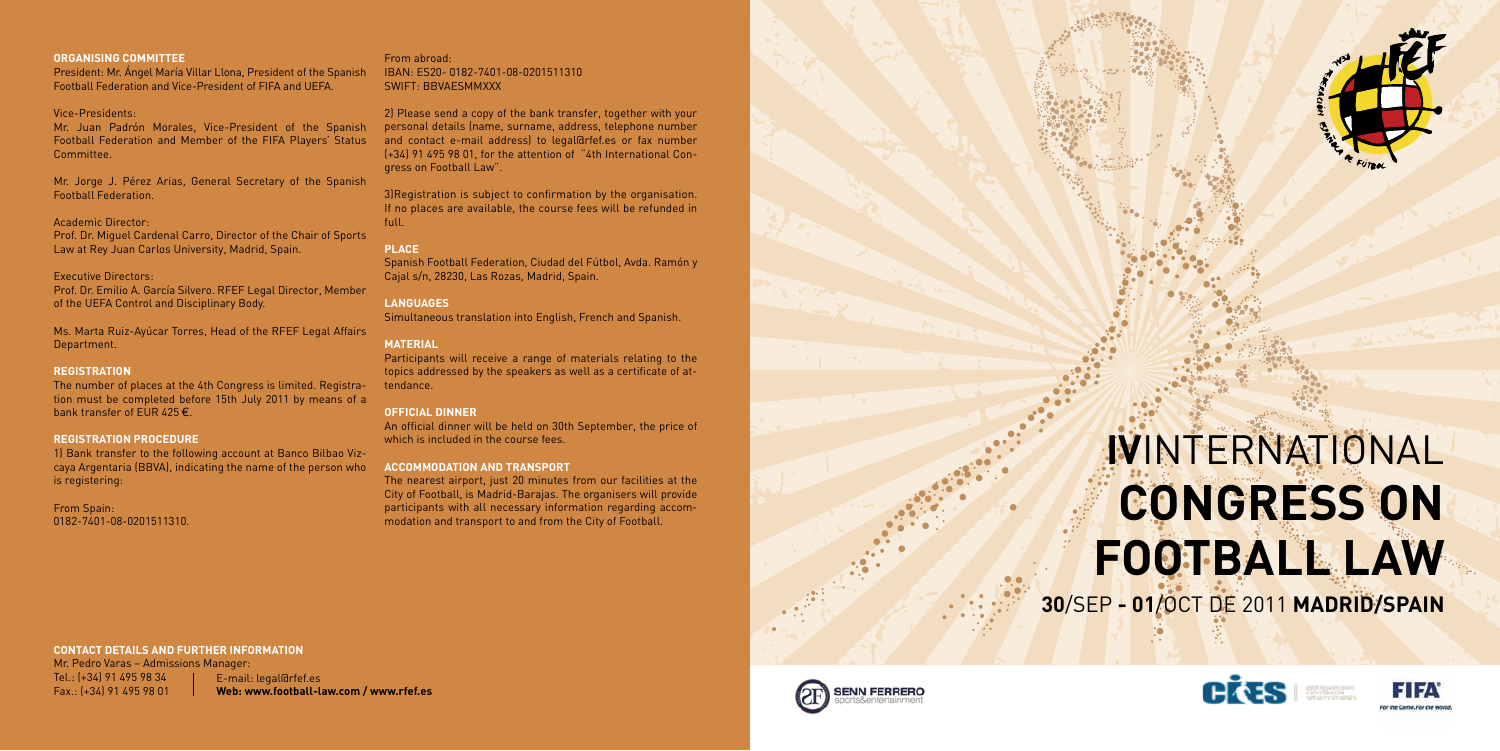## ORGANISING COMMITTEE

President: Mr. Ángel María Villar Llona, President of the Spanish Football Federation and Vice-President of FIFA and UEFA.

Vice-Presidents:
Mr. Juan Padrón Morales, Vice-President of the Spanish Football Federation and Member of the FIFA Players' Status Committee.

Mr. Jorge J. Pérez Arias, General Secretary of the Spanish Football Federation.

Academic Director:
Prof. Dr. Miguel Cardenal Carro, Director of the Chair of Sports Law at Rey Juan Carlos University, Madrid, Spain.

Executive Directors:
Prof. Dr. Emilio A. García Silvero. RFEF Legal Director, Member of the UEFA Control and Disciplinary Body.

Ms. Marta Ruiz-Ayúcar Torres, Head of the RFEF Legal Affairs Department.

## REGISTRATION

The number of places at the 4th Congress is limited. Registration must be completed before 15th July 2011 by means of a bank transfer of EUR 425 €.

## REGISTRATION PROCEDURE

1) Bank transfer to the following account at Banco Bilbao Vizcaya Argentaria (BBVA), indicating the name of the person who is registering:

From Spain:
0182-7401-08-0201511310.

From abroad:
IBAN: ES20- 0182-7401-08-0201511310
SWIFT: BBVAESMMXXX

2) Please send a copy of the bank transfer, together with your personal details (name, surname, address, telephone number and contact e-mail address) to legal@rfef.es or fax number (+34) 91 495 98 01, for the attention of "4th International Congress on Football Law".

3)Registration is subject to confirmation by the organisation. If no places are available, the course fees will be refunded in full.

## PLACE

Spanish Football Federation, Ciudad del Fútbol, Avda. Ramón y Cajal s/n, 28230, Las Rozas, Madrid, Spain.

## LANGUAGES

Simultaneous translation into English, French and Spanish.

## MATERIAL

Participants will receive a range of materials relating to the topics addressed by the speakers as well as a certificate of attendance.

## OFFICIAL DINNER

An official dinner will be held on 30th September, the price of which is included in the course fees.

## ACCOMMODATION AND TRANSPORT

The nearest airport, just 20 minutes from our facilities at the City of Football, is Madrid-Barajas. The organisers will provide participants with all necessary information regarding accommodation and transport to and from the City of Football.

## CONTACT DETAILS AND FURTHER INFORMATION

Mr. Pedro Varas – Admissions Manager:
Tel.: (+34) 91 495 98 34
Fax.: (+34) 91 495 98 01
E-mail: legal@rfef.es
**Web: www.football-law.com / www.rfef.es**

# IV INTERNATIONAL CONGRESS ON FOOTBALL LAW

**30**/SEP **- 01**/OCT DE 2011 **MADRID/SPAIN**

SENN FERRERO sports&entertainment

FIFA For the Game. For the World.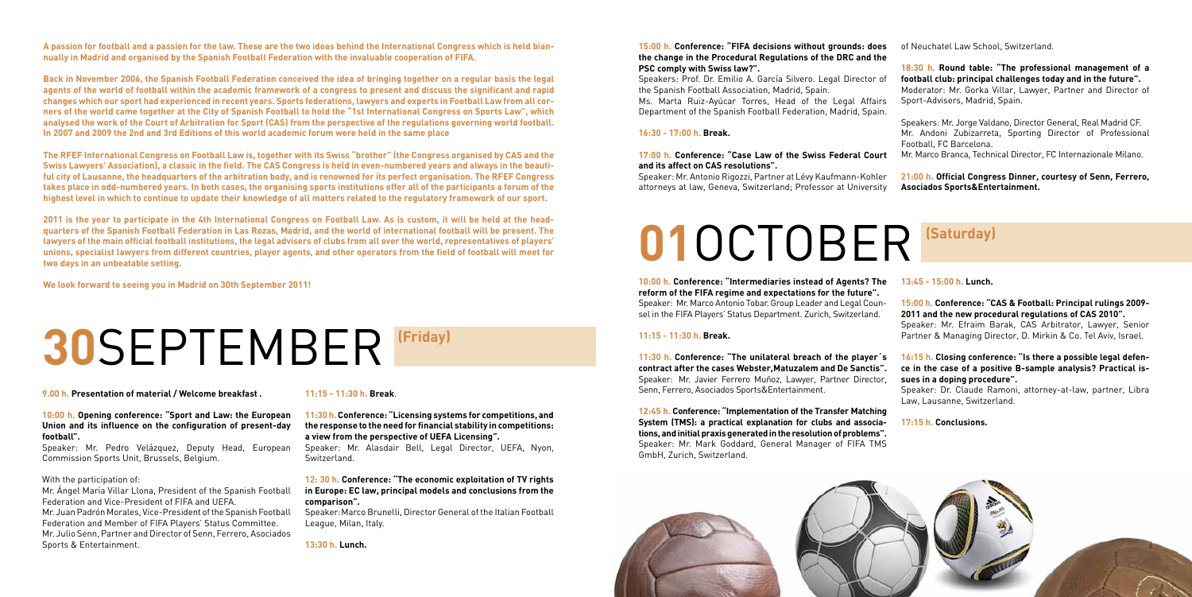**A passion for football and a passion for the law. These are the two ideas behind the International Congress which is held biannually in Madrid and organised by the Spanish Football Federation with the invaluable cooperation of FIFA.**

**Back in November 2006, the Spanish Football Federation conceived the idea of bringing together on a regular basis the legal agents of the world of football within the academic framework of a congress to present and discuss the significant and rapid changes which our sport had experienced in recent years. Sports federations, lawyers and experts in Football Law from all corners of the world came together at the City of Spanish Football to hold the "1st International Congress on Sports Law", which analysed the work of the Court of Arbitration for Sport (CAS) from the perspective of the regulations governing world football. In 2007 and 2009 the 2nd and 3rd Editions of this world academic forum were held in the same place**

**The RFEF International Congress on Football Law is, together with its Swiss "brother" (the Congress organised by CAS and the Swiss Lawyers' Association), a classic in the field. The CAS Congress is held in even-numbered years and always in the beautiful city of Lausanne, the headquarters of the arbitration body, and is renowned for its perfect organisation. The RFEF Congress takes place in odd-numbered years. In both cases, the organising sports institutions offer all of the participants a forum of the highest level in which to continue to update their knowledge of all matters related to the regulatory framework of our sport.**

**2011 is the year to participate in the 4th International Congress on Football Law. As is custom, it will be held at the headquarters of the Spanish Football Federation in Las Rozas, Madrid, and the world of international football will be present. The lawyers of the main official football institutions, the legal advisers of clubs from all over the world, representatives of players' unions, specialist lawyers from different countries, player agents, and other operators from the field of football will meet for two days in an unbeatable setting.**

**We look forward to seeing you in Madrid on 30th September 2011!**

# 30 SEPTEMBER (Friday)

**9.00 h. Presentation of material / Welcome breakfast .**

**10:00 h. Opening conference: "Sport and Law: the European Union and its influence on the configuration of present-day football".**
Speaker: Mr. Pedro Velázquez, Deputy Head, European Commission Sports Unit, Brussels, Belgium.

With the participation of:
Mr. Ángel María Villar Llona, President of the Spanish Football Federation and Vice-President of FIFA and UEFA.
Mr. Juan Padrón Morales, Vice-President of the Spanish Football Federation and Member of FIFA Players' Status Committee.
Mr. Julio Senn, Partner and Director of Senn, Ferrero, Asociados Sports & Entertainment.

**11:15 - 11:30 h. Break**.

**11:30 h. Conference: "Licensing systems for competitions, and the response to the need for financial stability in competitions: a view from the perspective of UEFA Licensing".**
Speaker: Mr. Alasdair Bell, Legal Director, UEFA, Nyon, Switzerland.

**12: 30 h. Conference: "The economic exploitation of TV rights in Europe: EC law, principal models and conclusions from the comparison".**
Speaker: Marco Brunelli, Director General of the Italian Football League, Milan, Italy.

**13:30 h. Lunch.**

**15:00 h. Conference: "FIFA decisions without grounds: does the change in the Procedural Regulations of the DRC and the PSC comply with Swiss law?".**
Speakers: Prof. Dr. Emilio A. García Silvero. Legal Director of the Spanish Football Association, Madrid, Spain.
Ms. Marta Ruiz-Ayúcar Torres, Head of the Legal Affairs Department of the Spanish Football Federation, Madrid, Spain.

**16:30 - 17:00 h. Break.**

**17:00 h. Conference: "Case Law of the Swiss Federal Court and its affect on CAS resolutions".**
Speaker: Mr. Antonio Rigozzi, Partner at Lévy Kaufmann-Kohler attorneys at law, Geneva, Switzerland; Professor at University of Neuchatel Law School, Switzerland.

**18:30 h. Round table: "The professional management of a football club: principal challenges today and in the future".**
Moderator: Mr. Gorka Villar, Lawyer, Partner and Director of Sport-Advisers, Madrid, Spain.

Speakers: Mr. Jorge Valdano, Director General, Real Madrid CF.
Mr. Andoni Zubizarreta, Sporting Director of Professional Football, FC Barcelona.
Mr. Marco Branca, Technical Director, FC Internazionale Milano.

**21:00 h. Official Congress Dinner, courtesy of Senn, Ferrero, Asociados Sports&Entertainment.**

# 01 OCTOBER (Saturday)

**10:00 h. Conference: "Intermediaries instead of Agents? The reform of the FIFA regime and expectations for the future".**
Speaker: Mr. Marco Antonio Tobar. Group Leader and Legal Counsel in the FIFA Players' Status Department. Zurich, Switzerland.

**11:15 - 11:30 h. Break.**

**11:30 h. Conference: "The unilateral breach of the player´s contract after the cases Webster,Matuzalem and De Sanctis".**
Speaker: Mr. Javier Ferrero Muñoz, Lawyer, Partner Director, Senn, Ferrero, Asociados Sports&Entertainment.

**12:45 h. Conference: "Implementation of the Transfer Matching System (TMS): a practical explanation for clubs and associations, and initial praxis generated in the resolution of problems".**
Speaker: Mr. Mark Goddard, General Manager of FIFA TMS GmbH, Zurich, Switzerland.

**13:45 - 15:00 h. Lunch.**

**15:00 h. Conference: "CAS & Football: Principal rulings 2009-2011 and the new procedural regulations of CAS 2010".**
Speaker: Mr. Efraim Barak, CAS Arbitrator, Lawyer, Senior Partner & Managing Director, D. Mirkin & Co. Tel Aviv, Israel.

**16:15 h. Closing conference: "Is there a possible legal defence in the case of a positive B-sample analysis? Practical issues in a doping procedure".**
Speaker: Dr. Claude Ramoni, attorney-at-law, partner, Libra Law, Lausanne, Switzerland.

**17:15 h. Conclusions.**